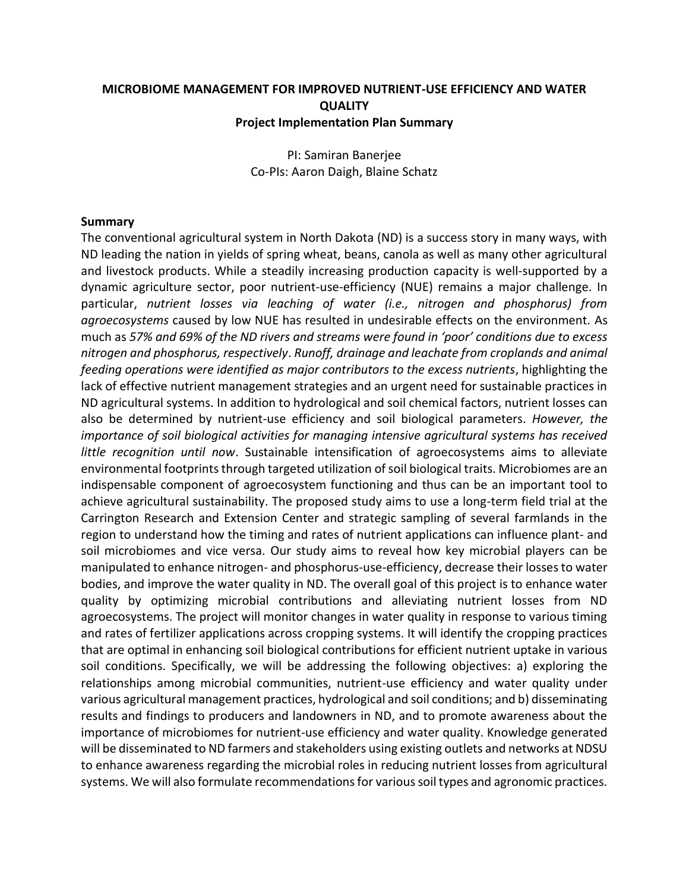**MICROBIOME MANAGEMENT FOR IMPROVED NUTRIENT-USE EFFICIENCY AND WATER QUALITY**

**Project Implementation Plan Summary**

PI: Samiran Banerjee

Co-PIs: Aaron Daigh, Blaine Schatz

**Summary**

The conventional agricultural system in North Dakota (ND) is a success story in many ways, with ND leading the nation in yields of spring wheat, beans, canola as well as many other agricultural and livestock products. While a steadily increasing production capacity is well-supported by a dynamic agriculture sector, poor nutrient-use-efficiency (NUE) remains a major challenge. In particular, *nutrient losses via leaching of water (i.e., nitrogen and phosphorus) from agroecosystems* caused by low NUE has resulted in undesirable effects on the environment. As much as *57% and 69% of the ND rivers and streams were found in 'poor' conditions due to excess nitrogen and phosphorus, respectively*. *Runoff, drainage and leachate from croplands and animal feeding operations were identified as major contributors to the excess nutrients*, highlighting the lack of effective nutrient management strategies and an urgent need for sustainable practices in ND agricultural systems. In addition to hydrological and soil chemical factors, nutrient losses can also be determined by nutrient-use efficiency and soil biological parameters. *However, the importance of soil biological activities for managing intensive agricultural systems has received little recognition until now*. Sustainable intensification of agroecosystems aims to alleviate environmental footprints through targeted utilization of soil biological traits. Microbiomes are an indispensable component of agroecosystem functioning and thus can be an important tool to achieve agricultural sustainability. The proposed study aims to use a long-term field trial at the Carrington Research and Extension Center and strategic sampling of several farmlands in the region to understand how the timing and rates of nutrient applications can influence plant- and soil microbiomes and vice versa. Our study aims to reveal how key microbial players can be manipulated to enhance nitrogen- and phosphorus-use-efficiency, decrease their losses to water bodies, and improve the water quality in ND. The overall goal of this project is to enhance water quality by optimizing microbial contributions and alleviating nutrient losses from ND agroecosystems. The project will monitor changes in water quality in response to various timing and rates of fertilizer applications across cropping systems. It will identify the cropping practices that are optimal in enhancing soil biological contributions for efficient nutrient uptake in various soil conditions. Specifically, we will be addressing the following objectives: a) exploring the relationships among microbial communities, nutrient-use efficiency and water quality under various agricultural management practices, hydrological and soil conditions; and b) disseminating results and findings to producers and landowners in ND, and to promote awareness about the importance of microbiomes for nutrient-use efficiency and water quality. Knowledge generated will be disseminated to ND farmers and stakeholders using existing outlets and networks at NDSU to enhance awareness regarding the microbial roles in reducing nutrient losses from agricultural systems. We will also formulate recommendations for various soil types and agronomic practices.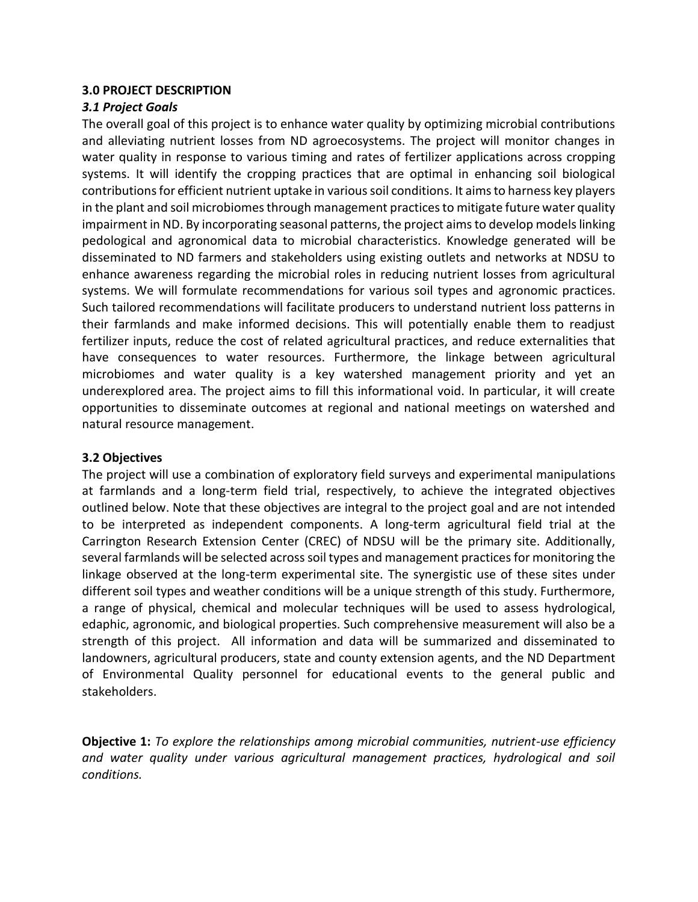### 3.0 PROJECT DESCRIPTION

#### *3.1 Project Goals*

The overall goal of this project is to enhance water quality by optimizing microbial contributions and alleviating nutrient losses from ND agroecosystems. The project will monitor changes in water quality in response to various timing and rates of fertilizer applications across cropping systems. It will identify the cropping practices that are optimal in enhancing soil biological contributions for efficient nutrient uptake in various soil conditions. It aims to harness key players in the plant and soil microbiomes through management practices to mitigate future water quality impairment in ND. By incorporating seasonal patterns, the project aims to develop models linking pedological and agronomical data to microbial characteristics. Knowledge generated will be disseminated to ND farmers and stakeholders using existing outlets and networks at NDSU to enhance awareness regarding the microbial roles in reducing nutrient losses from agricultural systems. We will formulate recommendations for various soil types and agronomic practices. Such tailored recommendations will facilitate producers to understand nutrient loss patterns in their farmlands and make informed decisions. This will potentially enable them to readjust fertilizer inputs, reduce the cost of related agricultural practices, and reduce externalities that have consequences to water resources. Furthermore, the linkage between agricultural microbiomes and water quality is a key watershed management priority and yet an underexplored area. The project aims to fill this informational void. In particular, it will create opportunities to disseminate outcomes at regional and national meetings on watershed and natural resource management.

#### 3.2 Objectives

The project will use a combination of exploratory field surveys and experimental manipulations at farmlands and a long-term field trial, respectively, to achieve the integrated objectives outlined below. Note that these objectives are integral to the project goal and are not intended to be interpreted as independent components. A long-term agricultural field trial at the Carrington Research Extension Center (CREC) of NDSU will be the primary site. Additionally, several farmlands will be selected across soil types and management practices for monitoring the linkage observed at the long-term experimental site. The synergistic use of these sites under different soil types and weather conditions will be a unique strength of this study. Furthermore, a range of physical, chemical and molecular techniques will be used to assess hydrological, edaphic, agronomic, and biological properties. Such comprehensive measurement will also be a strength of this project. All information and data will be summarized and disseminated to landowners, agricultural producers, state and county extension agents, and the ND Department of Environmental Quality personnel for educational events to the general public and stakeholders.

**Objective 1:** *To explore the relationships among microbial communities, nutrient-use efficiency and water quality under various agricultural management practices, hydrological and soil conditions.*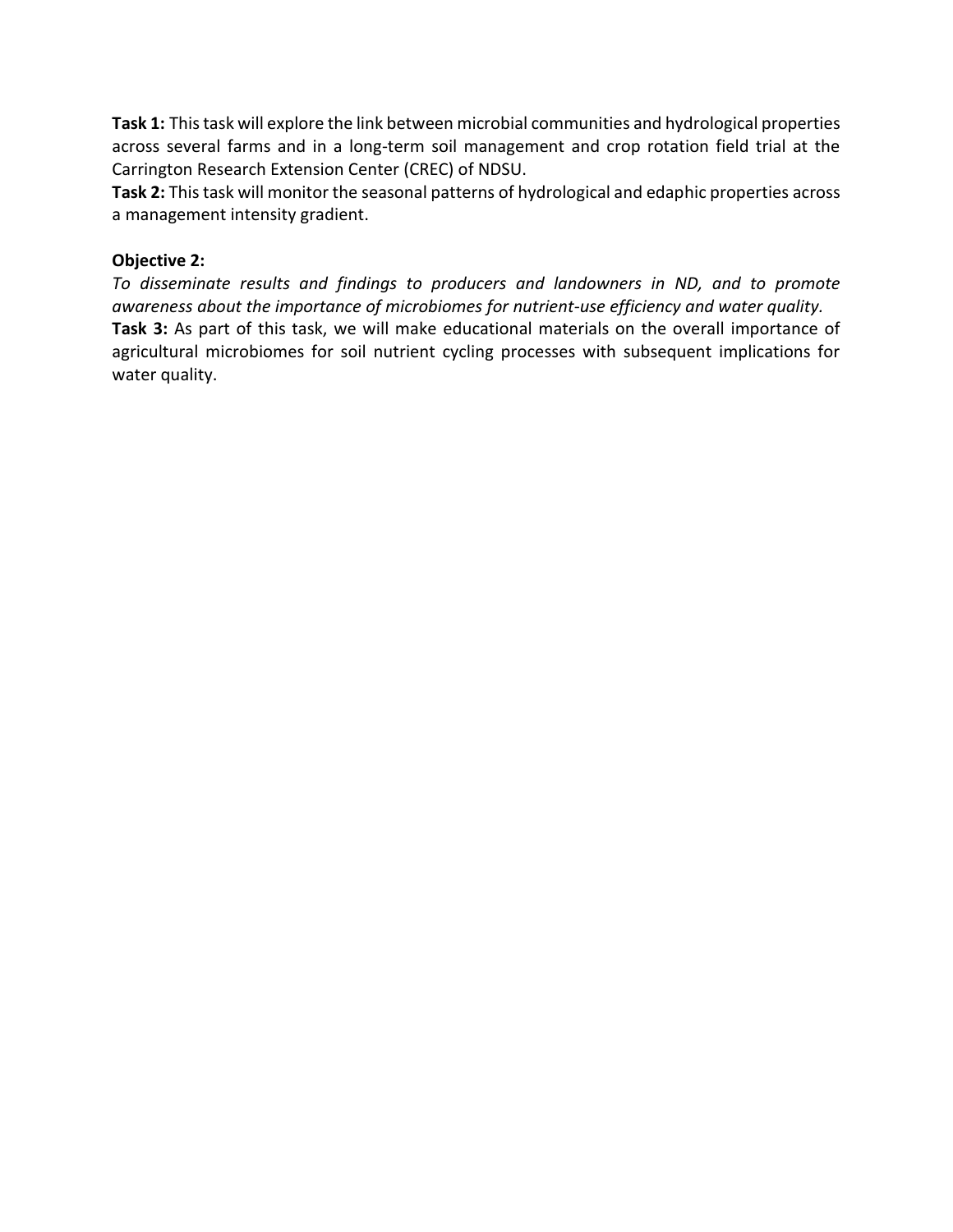**Task 1:** This task will explore the link between microbial communities and hydrological properties across several farms and in a long-term soil management and crop rotation field trial at the Carrington Research Extension Center (CREC) of NDSU.

**Task 2:** This task will monitor the seasonal patterns of hydrological and edaphic properties across a management intensity gradient.

**Objective 2:**

*To disseminate results and findings to producers and landowners in ND, and to promote awareness about the importance of microbiomes for nutrient-use efficiency and water quality.*

**Task 3:** As part of this task, we will make educational materials on the overall importance of agricultural microbiomes for soil nutrient cycling processes with subsequent implications for water quality.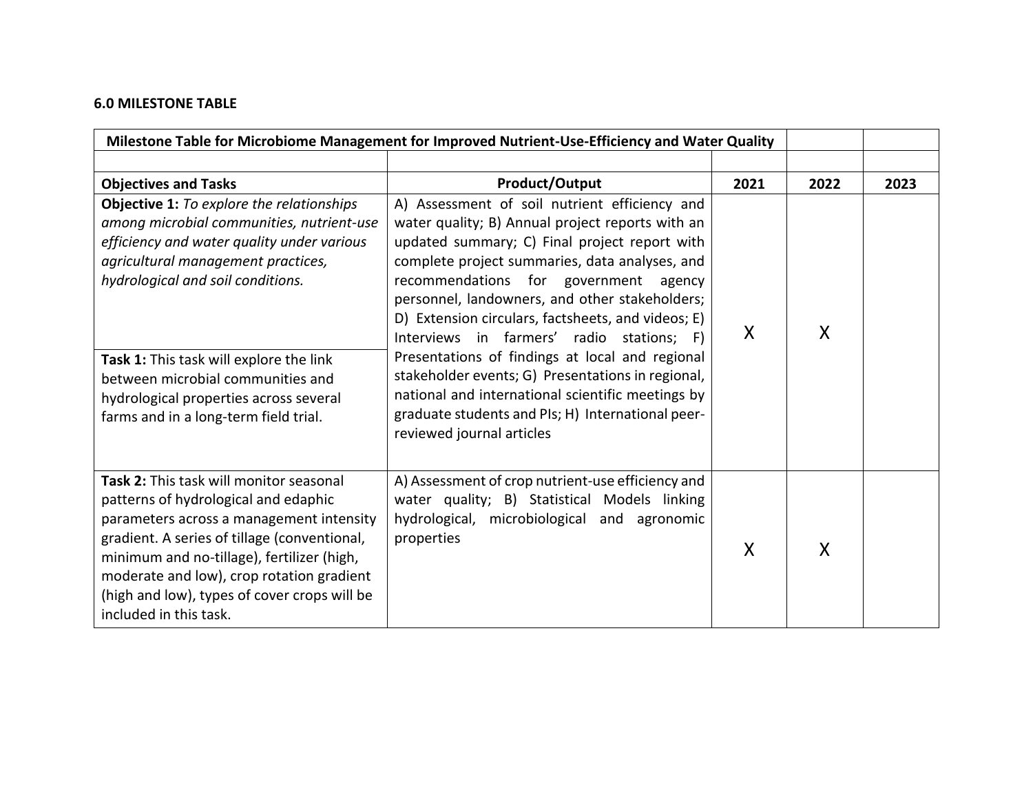**6.0 MILESTONE TABLE**

| Milestone Table for Microbiome Management for Improved Nutrient-Use-Efficiency and Water Quality | | | | |
|---|---|---|---|---|
| | | | | |
| **Objectives and Tasks** | **Product/Output** | **2021** | **2022** | **2023** |
| **Objective 1:** *To explore the relationships among microbial communities, nutrient-use efficiency and water quality under various agricultural management practices, hydrological and soil conditions.*<br><br>**Task 1:** This task will explore the link between microbial communities and hydrological properties across several farms and in a long-term field trial. | A) Assessment of soil nutrient efficiency and water quality; B) Annual project reports with an updated summary; C) Final project report with complete project summaries, data analyses, and recommendations for government agency personnel, landowners, and other stakeholders; D) Extension circulars, factsheets, and videos; E) Interviews in farmers' radio stations; F) Presentations of findings at local and regional stakeholder events; G) Presentations in regional, national and international scientific meetings by graduate students and PIs; H) International peer-reviewed journal articles | X | X | |
| **Task 2:** This task will monitor seasonal patterns of hydrological and edaphic parameters across a management intensity gradient. A series of tillage (conventional, minimum and no-tillage), fertilizer (high, moderate and low), crop rotation gradient (high and low), types of cover crops will be included in this task. | A) Assessment of crop nutrient-use efficiency and water quality; B) Statistical Models linking hydrological, microbiological and agronomic properties | X | X | |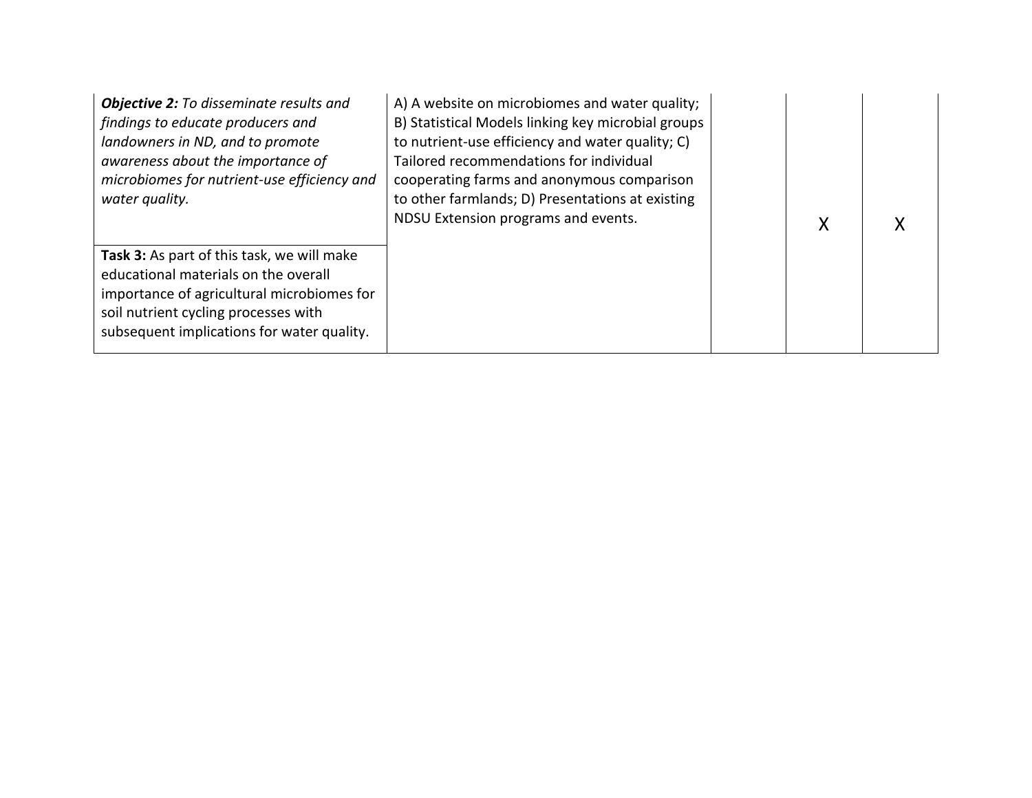| | | | | |
|---|---|---|---|---|
| ***Objective 2:*** *To disseminate results and findings to educate producers and landowners in ND, and to promote awareness about the importance of microbiomes for nutrient-use efficiency and water quality.* <br><br> **Task 3:** As part of this task, we will make educational materials on the overall importance of agricultural microbiomes for soil nutrient cycling processes with subsequent implications for water quality. | A) A website on microbiomes and water quality; B) Statistical Models linking key microbial groups to nutrient-use efficiency and water quality; C) Tailored recommendations for individual cooperating farms and anonymous comparison to other farmlands; D) Presentations at existing NDSU Extension programs and events. | | X | X |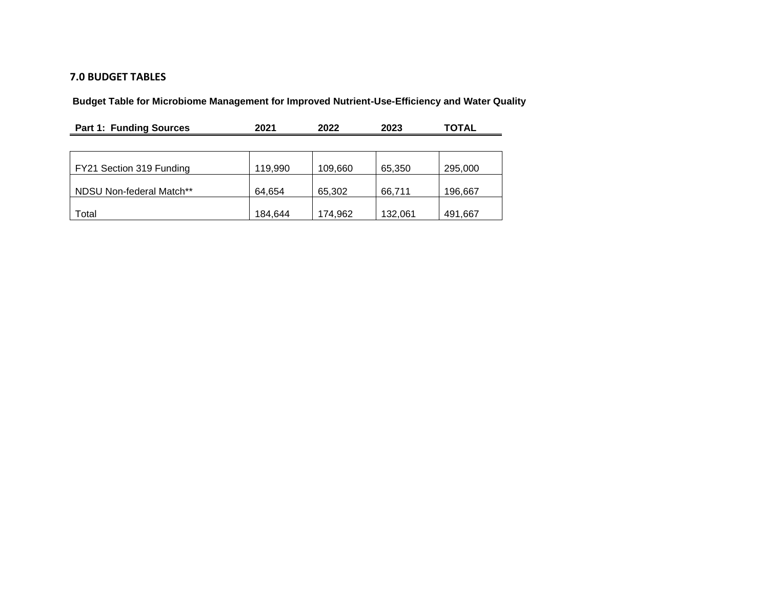## 7.0 BUDGET TABLES

**Budget Table for Microbiome Management for Improved Nutrient-Use-Efficiency and Water Quality**

| Part 1: Funding Sources | 2021 | 2022 | 2023 | TOTAL |
|---|---|---|---|---|
| FY21 Section 319 Funding | 119,990 | 109,660 | 65,350 | 295,000 |
| NDSU Non-federal Match** | 64,654 | 65,302 | 66,711 | 196,667 |
| Total | 184,644 | 174,962 | 132,061 | 491,667 |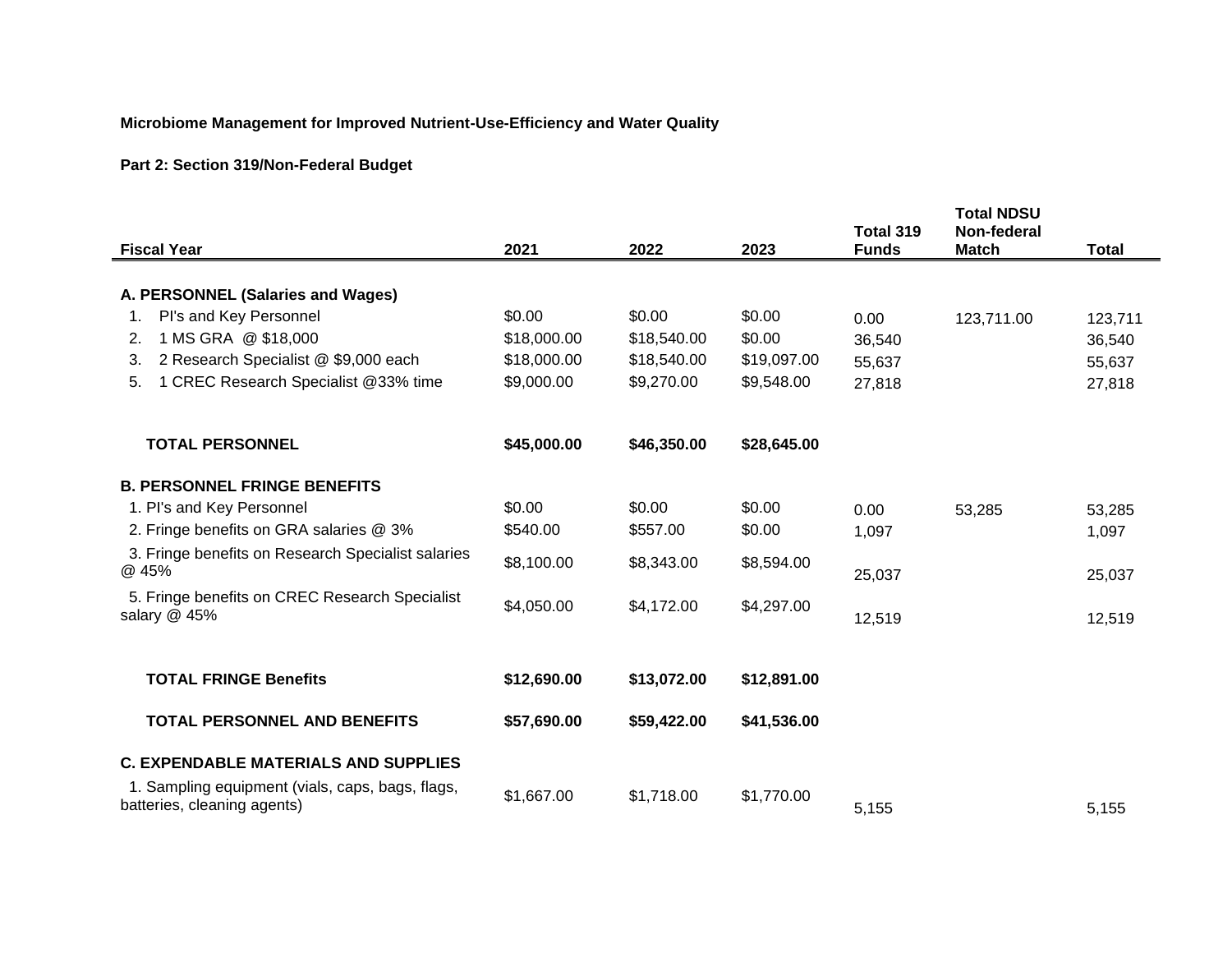**Microbiome Management for Improved Nutrient-Use-Efficiency and Water Quality**

**Part 2: Section 319/Non-Federal Budget**

| Fiscal Year | 2021 | 2022 | 2023 | Total 319 Funds | Total NDSU Non-federal Match | Total |
|---|---|---|---|---|---|---|
| **A. PERSONNEL (Salaries and Wages)** | | | | | | |
| 1. PI's and Key Personnel | $0.00 | $0.00 | $0.00 | 0.00 | 123,711.00 | 123,711 |
| 2. 1 MS GRA @ $18,000 | $18,000.00 | $18,540.00 | $0.00 | 36,540 | | 36,540 |
| 3. 2 Research Specialist @ $9,000 each | $18,000.00 | $18,540.00 | $19,097.00 | 55,637 | | 55,637 |
| 5. 1 CREC Research Specialist @33% time | $9,000.00 | $9,270.00 | $9,548.00 | 27,818 | | 27,818 |
| **TOTAL PERSONNEL** | **$45,000.00** | **$46,350.00** | **$28,645.00** | | | |
| **B. PERSONNEL FRINGE BENEFITS** | | | | | | |
| 1. PI's and Key Personnel | $0.00 | $0.00 | $0.00 | 0.00 | 53,285 | 53,285 |
| 2. Fringe benefits on GRA salaries @ 3% | $540.00 | $557.00 | $0.00 | 1,097 | | 1,097 |
| 3. Fringe benefits on Research Specialist salaries @ 45% | $8,100.00 | $8,343.00 | $8,594.00 | 25,037 | | 25,037 |
| 5. Fringe benefits on CREC Research Specialist salary @ 45% | $4,050.00 | $4,172.00 | $4,297.00 | 12,519 | | 12,519 |
| **TOTAL FRINGE Benefits** | **$12,690.00** | **$13,072.00** | **$12,891.00** | | | |
| **TOTAL PERSONNEL AND BENEFITS** | **$57,690.00** | **$59,422.00** | **$41,536.00** | | | |
| **C. EXPENDABLE MATERIALS AND SUPPLIES** | | | | | | |
| 1. Sampling equipment (vials, caps, bags, flags, batteries, cleaning agents) | $1,667.00 | $1,718.00 | $1,770.00 | 5,155 | | 5,155 |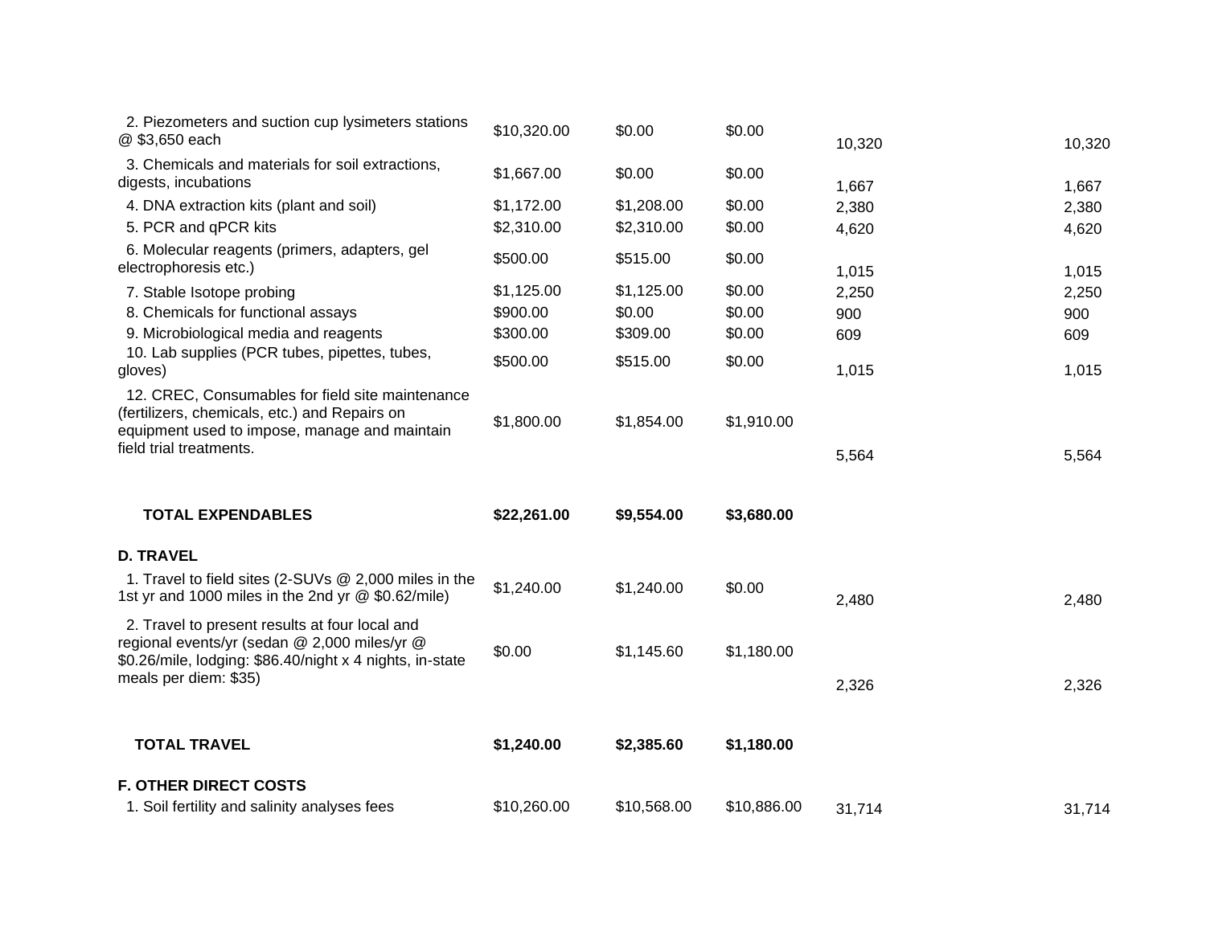| | | | | | |
|---|---|---|---|---|---|
| 2. Piezometers and suction cup lysimeters stations @ $3,650 each | $10,320.00 | $0.00 | $0.00 | 10,320 | 10,320 |
| 3. Chemicals and materials for soil extractions, digests, incubations | $1,667.00 | $0.00 | $0.00 | 1,667 | 1,667 |
| 4. DNA extraction kits (plant and soil) | $1,172.00 | $1,208.00 | $0.00 | 2,380 | 2,380 |
| 5. PCR and qPCR kits | $2,310.00 | $2,310.00 | $0.00 | 4,620 | 4,620 |
| 6. Molecular reagents (primers, adapters, gel electrophoresis etc.) | $500.00 | $515.00 | $0.00 | 1,015 | 1,015 |
| 7. Stable Isotope probing | $1,125.00 | $1,125.00 | $0.00 | 2,250 | 2,250 |
| 8. Chemicals for functional assays | $900.00 | $0.00 | $0.00 | 900 | 900 |
| 9. Microbiological media and reagents | $300.00 | $309.00 | $0.00 | 609 | 609 |
| 10. Lab supplies (PCR tubes, pipettes, tubes, gloves) | $500.00 | $515.00 | $0.00 | 1,015 | 1,015 |
| 12. CREC, Consumables for field site maintenance (fertilizers, chemicals, etc.) and Repairs on equipment used to impose, manage and maintain field trial treatments. | $1,800.00 | $1,854.00 | $1,910.00 | 5,564 | 5,564 |
| **TOTAL EXPENDABLES** | **$22,261.00** | **$9,554.00** | **$3,680.00** | | |
| **D. TRAVEL** | | | | | |
| 1. Travel to field sites (2-SUVs @ 2,000 miles in the 1st yr and 1000 miles in the 2nd yr @ $0.62/mile) | $1,240.00 | $1,240.00 | $0.00 | 2,480 | 2,480 |
| 2. Travel to present results at four local and regional events/yr (sedan @ 2,000 miles/yr @ $0.26/mile, lodging: $86.40/night x 4 nights, in-state meals per diem: $35) | $0.00 | $1,145.60 | $1,180.00 | 2,326 | 2,326 |
| **TOTAL TRAVEL** | **$1,240.00** | **$2,385.60** | **$1,180.00** | | |
| **F. OTHER DIRECT COSTS** | | | | | |
| 1. Soil fertility and salinity analyses fees | $10,260.00 | $10,568.00 | $10,886.00 | 31,714 | 31,714 |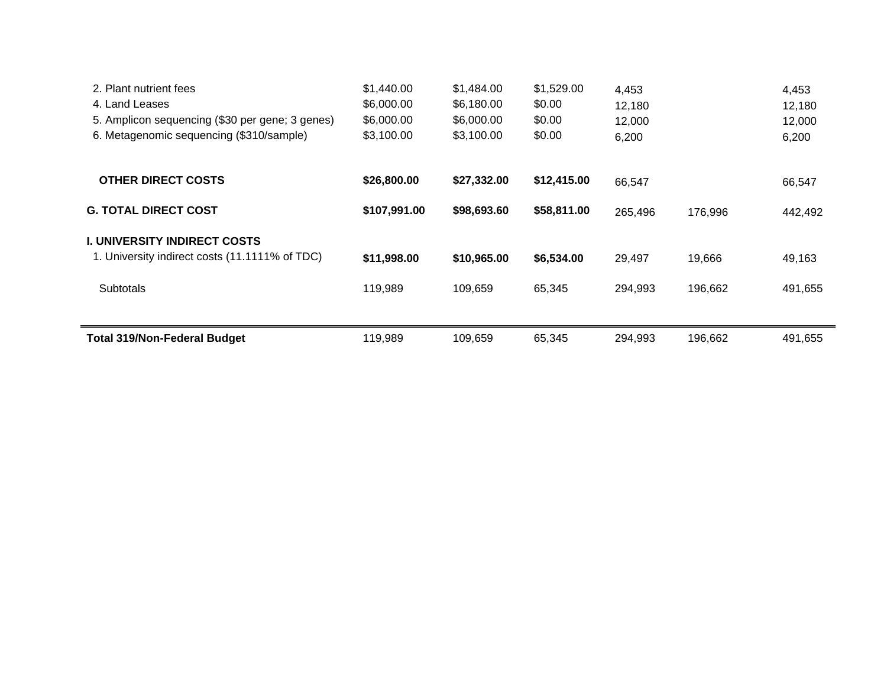| | | | | | | |
|---|---|---|---|---|---|---|
| 2. Plant nutrient fees | $1,440.00 | $1,484.00 | $1,529.00 | 4,453 | | 4,453 |
| 4. Land Leases | $6,000.00 | $6,180.00 | $0.00 | 12,180 | | 12,180 |
| 5. Amplicon sequencing ($30 per gene; 3 genes) | $6,000.00 | $6,000.00 | $0.00 | 12,000 | | 12,000 |
| 6. Metagenomic sequencing ($310/sample) | $3,100.00 | $3,100.00 | $0.00 | 6,200 | | 6,200 |
| **OTHER DIRECT COSTS** | **$26,800.00** | **$27,332.00** | **$12,415.00** | 66,547 | | 66,547 |
| **G. TOTAL DIRECT COST** | **$107,991.00** | **$98,693.60** | **$58,811.00** | 265,496 | 176,996 | 442,492 |
| **I. UNIVERSITY INDIRECT COSTS** | | | | | | |
| 1. University indirect costs (11.1111% of TDC) | **$11,998.00** | **$10,965.00** | **$6,534.00** | 29,497 | 19,666 | 49,163 |
| Subtotals | 119,989 | 109,659 | 65,345 | 294,993 | 196,662 | 491,655 |
| **Total 319/Non-Federal Budget** | 119,989 | 109,659 | 65,345 | 294,993 | 196,662 | 491,655 |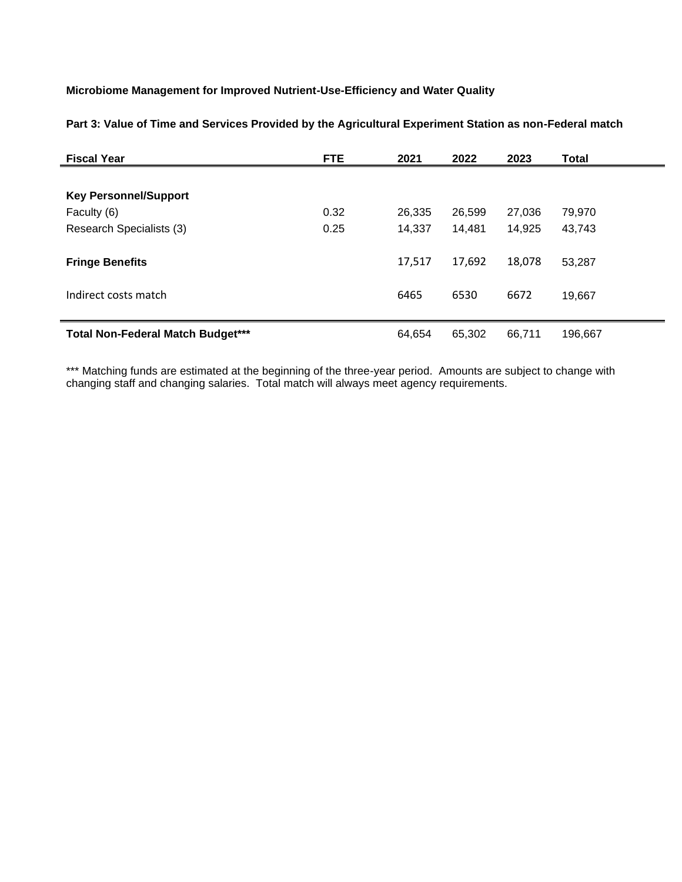**Microbiome Management for Improved Nutrient-Use-Efficiency and Water Quality**

**Part 3: Value of Time and Services Provided by the Agricultural Experiment Station as non-Federal match**

| Fiscal Year | FTE | 2021 | 2022 | 2023 | Total |
|---|---|---|---|---|---|
| **Key Personnel/Support** | | | | | |
| Faculty (6) | 0.32 | 26,335 | 26,599 | 27,036 | 79,970 |
| Research Specialists (3) | 0.25 | 14,337 | 14,481 | 14,925 | 43,743 |
| **Fringe Benefits** | | 17,517 | 17,692 | 18,078 | 53,287 |
| Indirect costs match | | 6465 | 6530 | 6672 | 19,667 |
| **Total Non-Federal Match Budget*** ** | | 64,654 | 65,302 | 66,711 | 196,667 |

*** Matching funds are estimated at the beginning of the three-year period. Amounts are subject to change with changing staff and changing salaries. Total match will always meet agency requirements.